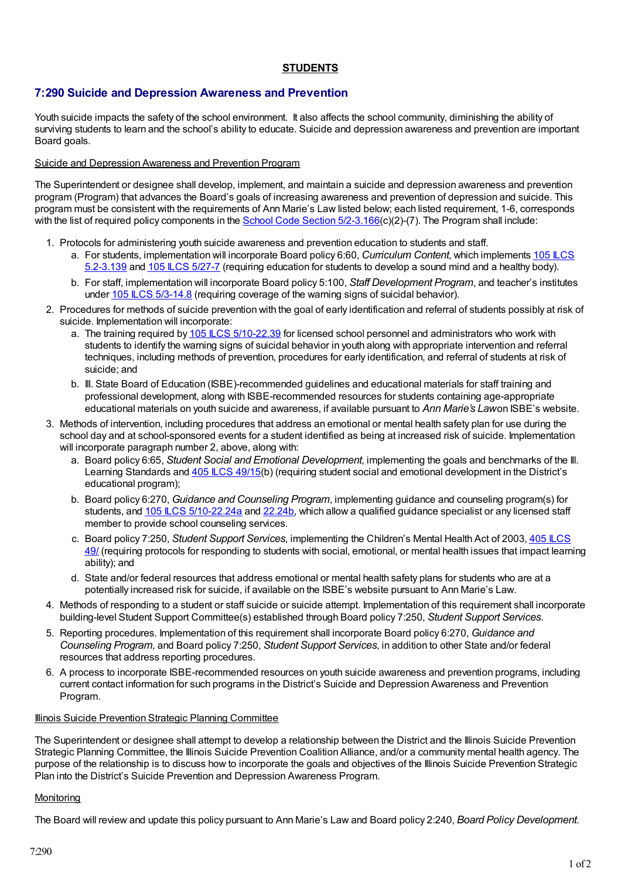## STUDENTS

# 7:290 Suicide and Depression Awareness and Prevention

Youth suicide impacts the safety of the school environment. It also affects the school community, diminishing the ability of surviving students to learn and the school's ability to educate. Suicide and depression awareness and prevention are important Board goals.

Suicide and Depression Awareness and Prevention Program

The Superintendent or designee shall develop, implement, and maintain a suicide and depression awareness and prevention program (Program) that advances the Board's goals of increasing awareness and prevention of depression and suicide. This program must be consistent with the requirements of Ann Marie's Law listed below; each listed requirement, 1-6, corresponds with the list of required policy components in the School Code Section 5/2-3.166(c)(2)-(7). The Program shall include:

1. Protocols for administering youth suicide awareness and prevention education to students and staff.
   a. For students, implementation will incorporate Board policy 6:60, *Curriculum Content*, which implements 105 ILCS 5.2-3.139 and 105 ILCS 5/27-7 (requiring education for students to develop a sound mind and a healthy body).
   b. For staff, implementation will incorporate Board policy 5:100, *Staff Development Program*, and teacher's institutes under 105 ILCS 5/3-14.8 (requiring coverage of the warning signs of suicidal behavior).
2. Procedures for methods of suicide prevention with the goal of early identification and referral of students possibly at risk of suicide. Implementation will incorporate:
   a. The training required by 105 ILCS 5/10-22.39 for licensed school personnel and administrators who work with students to identify the warning signs of suicidal behavior in youth along with appropriate intervention and referral techniques, including methods of prevention, procedures for early identification, and referral of students at risk of suicide; and
   b. Ill. State Board of Education (ISBE)-recommended guidelines and educational materials for staff training and professional development, along with ISBE-recommended resources for students containing age-appropriate educational materials on youth suicide and awareness, if available pursuant to *Ann Marie's Law*on ISBE's website.
3. Methods of intervention, including procedures that address an emotional or mental health safety plan for use during the school day and at school-sponsored events for a student identified as being at increased risk of suicide. Implementation will incorporate paragraph number 2, above, along with:
   a. Board policy 6:65, *Student Social and Emotional Development*, implementing the goals and benchmarks of the Ill. Learning Standards and 405 ILCS 49/15(b) (requiring student social and emotional development in the District's educational program);
   b. Board policy 6:270, *Guidance and Counseling Program*, implementing guidance and counseling program(s) for students, and 105 ILCS 5/10-22.24a and 22.24b, which allow a qualified guidance specialist or any licensed staff member to provide school counseling services.
   c. Board policy 7:250, *Student Support Services*, implementing the Children's Mental Health Act of 2003, 405 ILCS 49/ (requiring protocols for responding to students with social, emotional, or mental health issues that impact learning ability); and
   d. State and/or federal resources that address emotional or mental health safety plans for students who are at a potentially increased risk for suicide, if available on the ISBE's website pursuant to Ann Marie's Law.
4. Methods of responding to a student or staff suicide or suicide attempt. Implementation of this requirement shall incorporate building-level Student Support Committee(s) established through Board policy 7:250, *Student Support Services.*
5. Reporting procedures. Implementation of this requirement shall incorporate Board policy 6:270, *Guidance and Counseling Program,* and Board policy 7:250, *Student Support Services*, in addition to other State and/or federal resources that address reporting procedures.
6. A process to incorporate ISBE-recommended resources on youth suicide awareness and prevention programs, including current contact information for such programs in the District's Suicide and Depression Awareness and Prevention Program.

Illinois Suicide Prevention Strategic Planning Committee

The Superintendent or designee shall attempt to develop a relationship between the District and the Illinois Suicide Prevention Strategic Planning Committee, the Illinois Suicide Prevention Coalition Alliance, and/or a community mental health agency. The purpose of the relationship is to discuss how to incorporate the goals and objectives of the Illinois Suicide Prevention Strategic Plan into the District's Suicide Prevention and Depression Awareness Program.

Monitoring

The Board will review and update this policy pursuant to Ann Marie's Law and Board policy 2:240, *Board Policy Development*.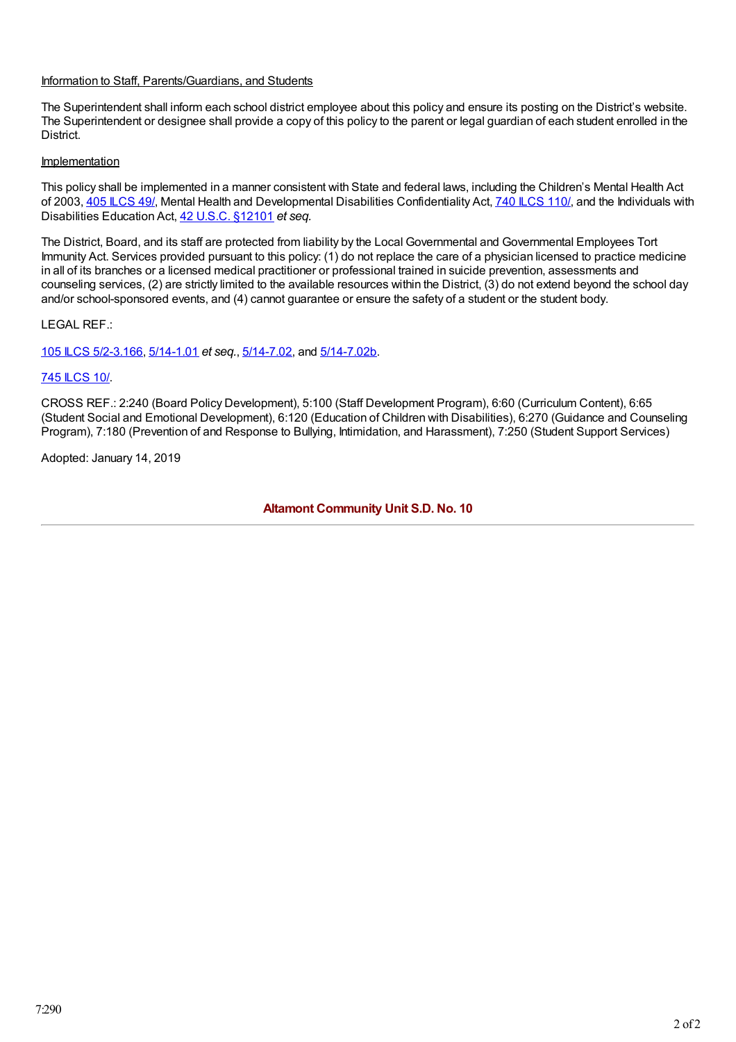Information to Staff, Parents/Guardians, and Students

The Superintendent shall inform each school district employee about this policy and ensure its posting on the District's website. The Superintendent or designee shall provide a copy of this policy to the parent or legal guardian of each student enrolled in the District.

Implementation

This policy shall be implemented in a manner consistent with State and federal laws, including the Children's Mental Health Act of 2003, 405 ILCS 49/, Mental Health and Developmental Disabilities Confidentiality Act, 740 ILCS 110/, and the Individuals with Disabilities Education Act, 42 U.S.C. §12101 *et seq.*

The District, Board, and its staff are protected from liability by the Local Governmental and Governmental Employees Tort Immunity Act. Services provided pursuant to this policy: (1) do not replace the care of a physician licensed to practice medicine in all of its branches or a licensed medical practitioner or professional trained in suicide prevention, assessments and counseling services, (2) are strictly limited to the available resources within the District, (3) do not extend beyond the school day and/or school-sponsored events, and (4) cannot guarantee or ensure the safety of a student or the student body.

LEGAL REF.:

105 ILCS 5/2-3.166, 5/14-1.01 *et seq.*, 5/14-7.02, and 5/14-7.02b.

745 ILCS 10/.

CROSS REF.: 2:240 (Board Policy Development), 5:100 (Staff Development Program), 6:60 (Curriculum Content), 6:65 (Student Social and Emotional Development), 6:120 (Education of Children with Disabilities), 6:270 (Guidance and Counseling Program), 7:180 (Prevention of and Response to Bullying, Intimidation, and Harassment), 7:250 (Student Support Services)

Adopted: January 14, 2019

**Altamont Community Unit S.D. No. 10**